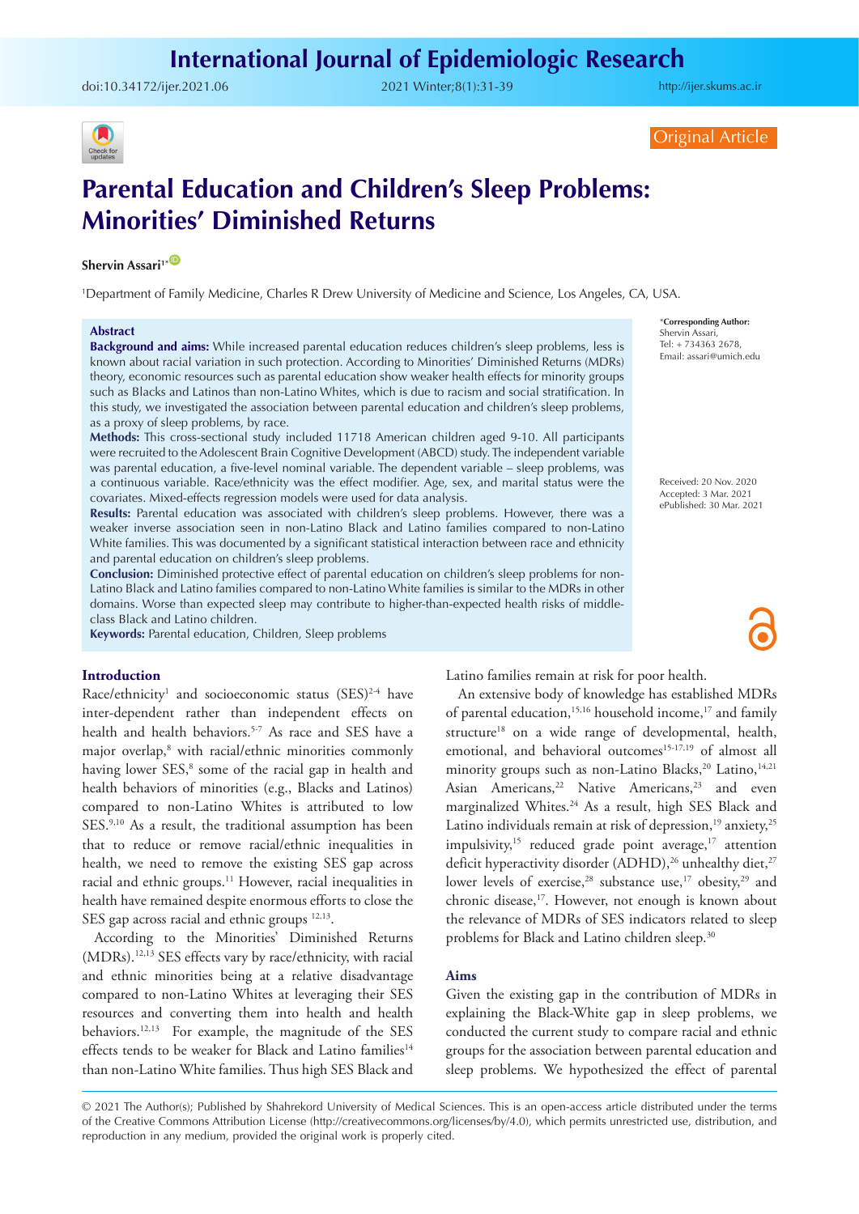Original Article

# Parental Education and Children's Sleep Problems: Minorities' Diminished Returns

**Shervin Assari**[1*]

[1]Department of Family Medicine, Charles R Drew University of Medicine and Science, Los Angeles, CA, USA.

*Corresponding Author: Shervin Assari, Tel: + 734363 2678, Email: assari@umich.edu

Received: 20 Nov. 2020
Accepted: 3 Mar. 2021
ePublished: 30 Mar. 2021

## Abstract

**Background and aims:** While increased parental education reduces children's sleep problems, less is known about racial variation in such protection. According to Minorities' Diminished Returns (MDRs) theory, economic resources such as parental education show weaker health effects for minority groups such as Blacks and Latinos than non-Latino Whites, which is due to racism and social stratification. In this study, we investigated the association between parental education and children's sleep problems, as a proxy of sleep problems, by race.

**Methods:** This cross-sectional study included 11718 American children aged 9-10. All participants were recruited to the Adolescent Brain Cognitive Development (ABCD) study. The independent variable was parental education, a five-level nominal variable. The dependent variable – sleep problems, was a continuous variable. Race/ethnicity was the effect modifier. Age, sex, and marital status were the covariates. Mixed-effects regression models were used for data analysis.

**Results:** Parental education was associated with children's sleep problems. However, there was a weaker inverse association seen in non-Latino Black and Latino families compared to non-Latino White families. This was documented by a significant statistical interaction between race and ethnicity and parental education on children's sleep problems.

**Conclusion:** Diminished protective effect of parental education on children's sleep problems for non-Latino Black and Latino families compared to non-Latino White families is similar to the MDRs in other domains. Worse than expected sleep may contribute to higher-than-expected health risks of middle-class Black and Latino children.

**Keywords:** Parental education, Children, Sleep problems

## Introduction

Race/ethnicity[1] and socioeconomic status (SES)[2-4] have inter-dependent rather than independent effects on health and health behaviors.[5-7] As race and SES have a major overlap,[8] with racial/ethnic minorities commonly having lower SES,[8] some of the racial gap in health and health behaviors of minorities (e.g., Blacks and Latinos) compared to non-Latino Whites is attributed to low SES.[9,10] As a result, the traditional assumption has been that to reduce or remove racial/ethnic inequalities in health, we need to remove the existing SES gap across racial and ethnic groups.[11] However, racial inequalities in health have remained despite enormous efforts to close the SES gap across racial and ethnic groups [12,13].

According to the Minorities' Diminished Returns (MDRs),[12,13] SES effects vary by race/ethnicity, with racial and ethnic minorities being at a relative disadvantage compared to non-Latino Whites at leveraging their SES resources and converting them into health and health behaviors.[12,13] For example, the magnitude of the SES effects tends to be weaker for Black and Latino families[14] than non-Latino White families. Thus high SES Black and Latino families remain at risk for poor health.

An extensive body of knowledge has established MDRs of parental education,[15,16] household income,[17] and family structure[18] on a wide range of developmental, health, emotional, and behavioral outcomes[15-17,19] of almost all minority groups such as non-Latino Blacks,[20] Latino,[14,21] Asian Americans,[22] Native Americans,[23] and even marginalized Whites.[24] As a result, high SES Black and Latino individuals remain at risk of depression,[19] anxiety,[25] impulsivity,[15] reduced grade point average,[17] attention deficit hyperactivity disorder (ADHD),[26] unhealthy diet,[27] lower levels of exercise,[28] substance use,[17] obesity,[29] and chronic disease,[17]. However, not enough is known about the relevance of MDRs of SES indicators related to sleep problems for Black and Latino children sleep.[30]

### Aims

Given the existing gap in the contribution of MDRs in explaining the Black-White gap in sleep problems, we conducted the current study to compare racial and ethnic groups for the association between parental education and sleep problems. We hypothesized the effect of parental

© 2021 The Author(s); Published by Shahrekord University of Medical Sciences. This is an open-access article distributed under the terms of the Creative Commons Attribution License (http://creativecommons.org/licenses/by/4.0), which permits unrestricted use, distribution, and reproduction in any medium, provided the original work is properly cited.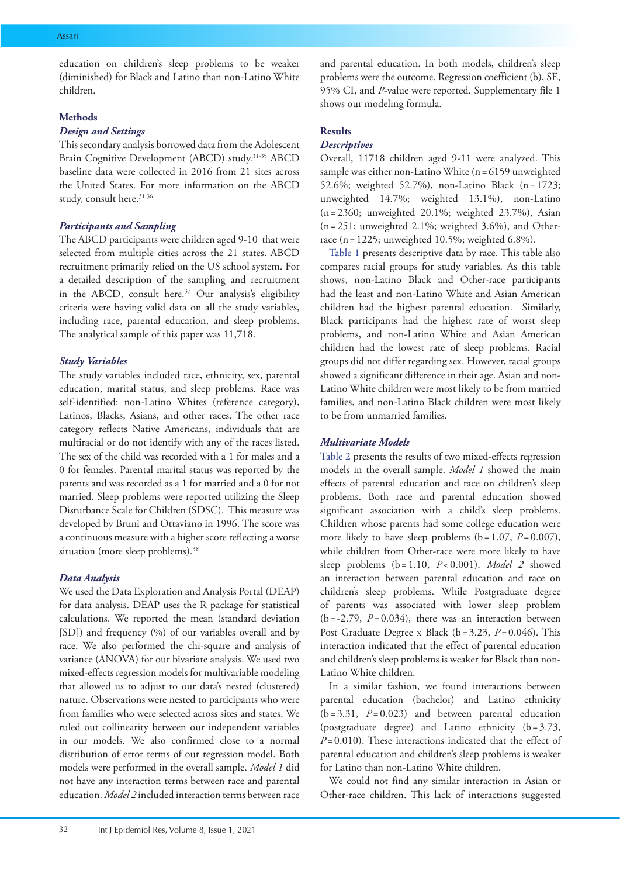education on children's sleep problems to be weaker (diminished) for Black and Latino than non-Latino White children.

## Methods

### *Design and Settings*

This secondary analysis borrowed data from the Adolescent Brain Cognitive Development (ABCD) study.[31-35] ABCD baseline data were collected in 2016 from 21 sites across the United States. For more information on the ABCD study, consult here.[31,36]

### *Participants and Sampling*

The ABCD participants were children aged 9-10 that were selected from multiple cities across the 21 states. ABCD recruitment primarily relied on the US school system. For a detailed description of the sampling and recruitment in the ABCD, consult here.[37] Our analysis's eligibility criteria were having valid data on all the study variables, including race, parental education, and sleep problems. The analytical sample of this paper was 11,718.

### *Study Variables*

The study variables included race, ethnicity, sex, parental education, marital status, and sleep problems. Race was self-identified: non-Latino Whites (reference category), Latinos, Blacks, Asians, and other races. The other race category reflects Native Americans, individuals that are multiracial or do not identify with any of the races listed. The sex of the child was recorded with a 1 for males and a 0 for females. Parental marital status was reported by the parents and was recorded as a 1 for married and a 0 for not married. Sleep problems were reported utilizing the Sleep Disturbance Scale for Children (SDSC). This measure was developed by Bruni and Ottaviano in 1996. The score was a continuous measure with a higher score reflecting a worse situation (more sleep problems).[38]

### *Data Analysis*

We used the Data Exploration and Analysis Portal (DEAP) for data analysis. DEAP uses the R package for statistical calculations. We reported the mean (standard deviation [SD]) and frequency (%) of our variables overall and by race. We also performed the chi-square and analysis of variance (ANOVA) for our bivariate analysis. We used two mixed-effects regression models for multivariable modeling that allowed us to adjust to our data's nested (clustered) nature. Observations were nested to participants who were from families who were selected across sites and states. We ruled out collinearity between our independent variables in our models. We also confirmed close to a normal distribution of error terms of our regression model. Both models were performed in the overall sample. *Model 1* did not have any interaction terms between race and parental education. *Model 2* included interaction terms between race and parental education. In both models, children's sleep problems were the outcome. Regression coefficient (b), SE, 95% CI, and *P*-value were reported. Supplementary file 1 shows our modeling formula.

## Results

### *Descriptives*

Overall, 11718 children aged 9-11 were analyzed. This sample was either non-Latino White (n = 6159 unweighted 52.6%; weighted 52.7%), non-Latino Black (n = 1723; unweighted 14.7%; weighted 13.1%), non-Latino (n = 2360; unweighted 20.1%; weighted 23.7%), Asian (n = 251; unweighted 2.1%; weighted 3.6%), and Other-race (n = 1225; unweighted 10.5%; weighted 6.8%).

Table 1 presents descriptive data by race. This table also compares racial groups for study variables. As this table shows, non-Latino Black and Other-race participants had the least and non-Latino White and Asian American children had the highest parental education. Similarly, Black participants had the highest rate of worst sleep problems, and non-Latino White and Asian American children had the lowest rate of sleep problems. Racial groups did not differ regarding sex. However, racial groups showed a significant difference in their age. Asian and non-Latino White children were most likely to be from married families, and non-Latino Black children were most likely to be from unmarried families.

### *Multivariate Models*

Table 2 presents the results of two mixed-effects regression models in the overall sample. *Model 1* showed the main effects of parental education and race on children's sleep problems. Both race and parental education showed significant association with a child's sleep problems. Children whose parents had some college education were more likely to have sleep problems (b = 1.07, $P = 0.007$), while children from Other-race were more likely to have sleep problems (b = 1.10, $P < 0.001$). *Model 2* showed an interaction between parental education and race on children's sleep problems. While Postgraduate degree of parents was associated with lower sleep problem (b = -2.79, $P = 0.034$), there was an interaction between Post Graduate Degree x Black (b = 3.23, $P = 0.046$). This interaction indicated that the effect of parental education and children's sleep problems is weaker for Black than non-Latino White children.

In a similar fashion, we found interactions between parental education (bachelor) and Latino ethnicity (b = 3.31, $P = 0.023$) and between parental education (postgraduate degree) and Latino ethnicity (b = 3.73, $P = 0.010$). These interactions indicated that the effect of parental education and children's sleep problems is weaker for Latino than non-Latino White children.

We could not find any similar interaction in Asian or Other-race children. This lack of interactions suggested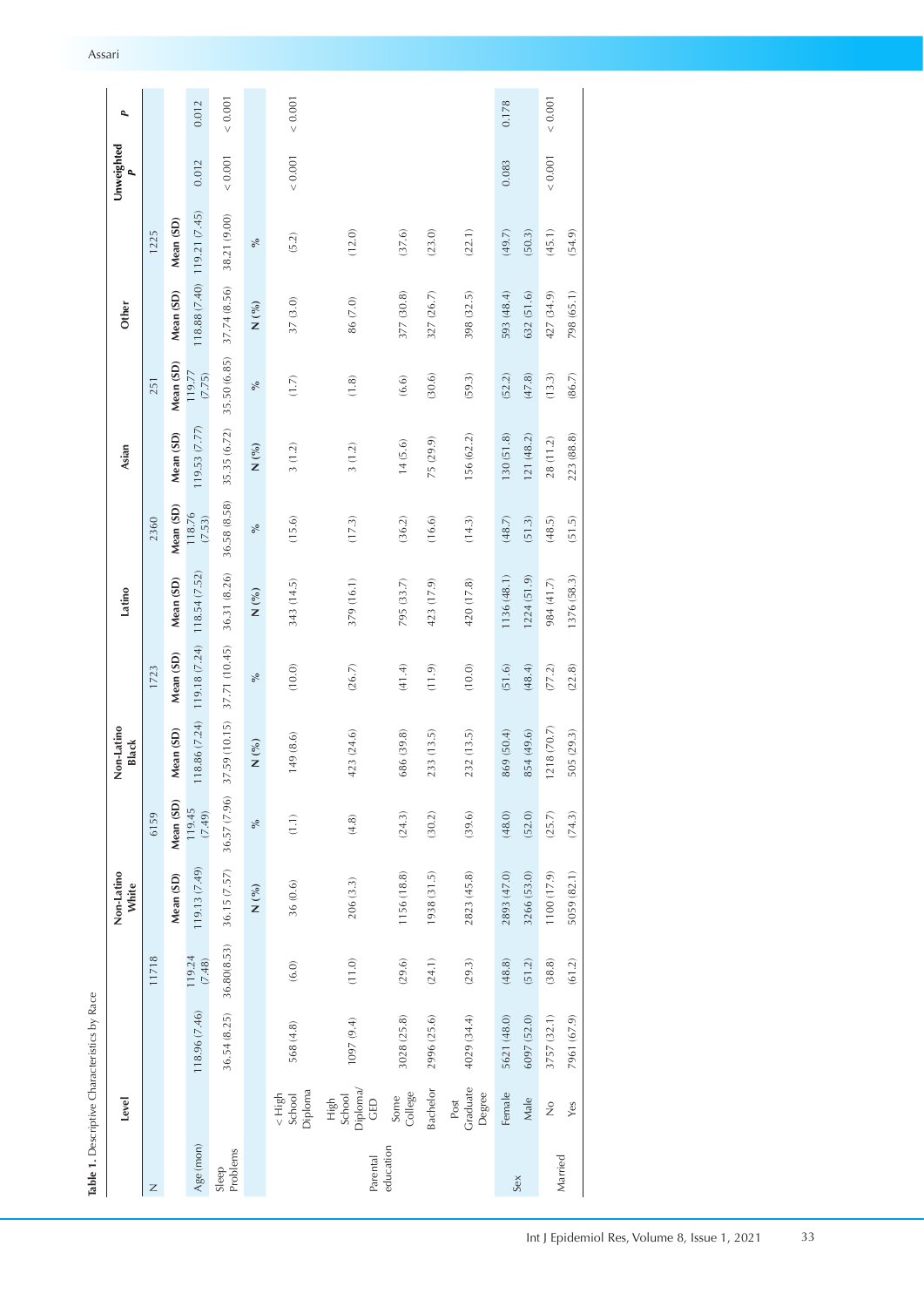**Table 1.** Descriptive Characteristics by Race

| | Level | | | Non-Latino White | | Non-Latino Black | | Latino | | Asian | | Other | | Unweighted P | P |
|---|---|---|---|---|---|---|---|---|---|---|---|---|---|---|---|
| N | | | 11718 | | 6159 | | 1723 | | 2360 | | 251 | | 1225 | | |
| | | | | Mean (SD) | Mean (SD) | Mean (SD) | Mean (SD) | Mean (SD) | Mean (SD) | Mean (SD) | Mean (SD) | Mean (SD) | Mean (SD) | | |
| Age (mon) | | 118.96 (7.46) | 119.24 (7.48) | 119.13 (7.49) | 119.45 (7.49) | 118.86 (7.24) | 119.18 (7.24) | 118.54 (7.52) | 118.76 (7.53) | 119.53 (7.77) | 119.77 (7.75) | 118.88 (7.40) | 119.21 (7.45) | 0.012 | 0.012 |
| Sleep Problems | | 36.54 (8.25) | 36.80(8.53) | 36.15 (7.57) | 36.57 (7.96) | 37.59 (10.15) | 37.71 (10.45) | 36.31 (8.26) | 36.58 (8.58) | 35.35 (6.72) | 35.50 (6.85) | 37.74 (8.56) | 38.21 (9.00) | < 0.001 | < 0.001 |
| | | | | N (%) | % | N (%) | % | N (%) | % | N (%) | % | N (%) | % | | |
| Parental education | < High School Diploma | 568 (4.8) | (6.0) | 36 (0.6) | (1.1) | 149 (8.6) | (10.0) | 343 (14.5) | (15.6) | 3 (1.2) | (1.7) | 37 (3.0) | (5.2) | < 0.001 | < 0.001 |
| | High School Diploma/ GED | 1097 (9.4) | (11.0) | 206 (3.3) | (4.8) | 423 (24.6) | (26.7) | 379 (16.1) | (17.3) | 3 (1.2) | (1.8) | 86 (7.0) | (12.0) | | |
| | Some College | 3028 (25.8) | (29.6) | 1156 (18.8) | (24.3) | 686 (39.8) | (41.4) | 795 (33.7) | (36.2) | 14 (5.6) | (6.6) | 377 (30.8) | (37.6) | | |
| | Bachelor | 2996 (25.6) | (24.1) | 1938 (31.5) | (30.2) | 233 (13.5) | (11.9) | 423 (17.9) | (16.6) | 75 (29.9) | (30.6) | 327 (26.7) | (23.0) | | |
| | Post Graduate Degree | 4029 (34.4) | (29.3) | 2823 (45.8) | (39.6) | 232 (13.5) | (10.0) | 420 (17.8) | (14.3) | 156 (62.2) | (59.3) | 398 (32.5) | (22.1) | | |
| Sex | Female | 5621 (48.0) | (48.8) | 2893 (47.0) | (48.0) | 869 (50.4) | (51.6) | 1136 (48.1) | (48.7) | 130 (51.8) | (52.2) | 593 (48.4) | (49.7) | 0.083 | 0.178 |
| | Male | 6097 (52.0) | (51.2) | 3266 (53.0) | (52.0) | 854 (49.6) | (48.4) | 1224 (51.9) | (51.3) | 121 (48.2) | (47.8) | 632 (51.6) | (50.3) | | |
| Married | No | 3757 (32.1) | (38.8) | 1100 (17.9) | (25.7) | 1218 (70.7) | (77.2) | 984 (41.7) | (48.5) | 28 (11.2) | (13.3) | 427 (34.9) | (45.1) | < 0.001 | < 0.001 |
| | Yes | 7961 (67.9) | (61.2) | 5059 (82.1) | (74.3) | 505 (29.3) | (22.8) | 1376 (58.3) | (51.5) | 223 (88.8) | (86.7) | 798 (65.1) | (54.9) | | |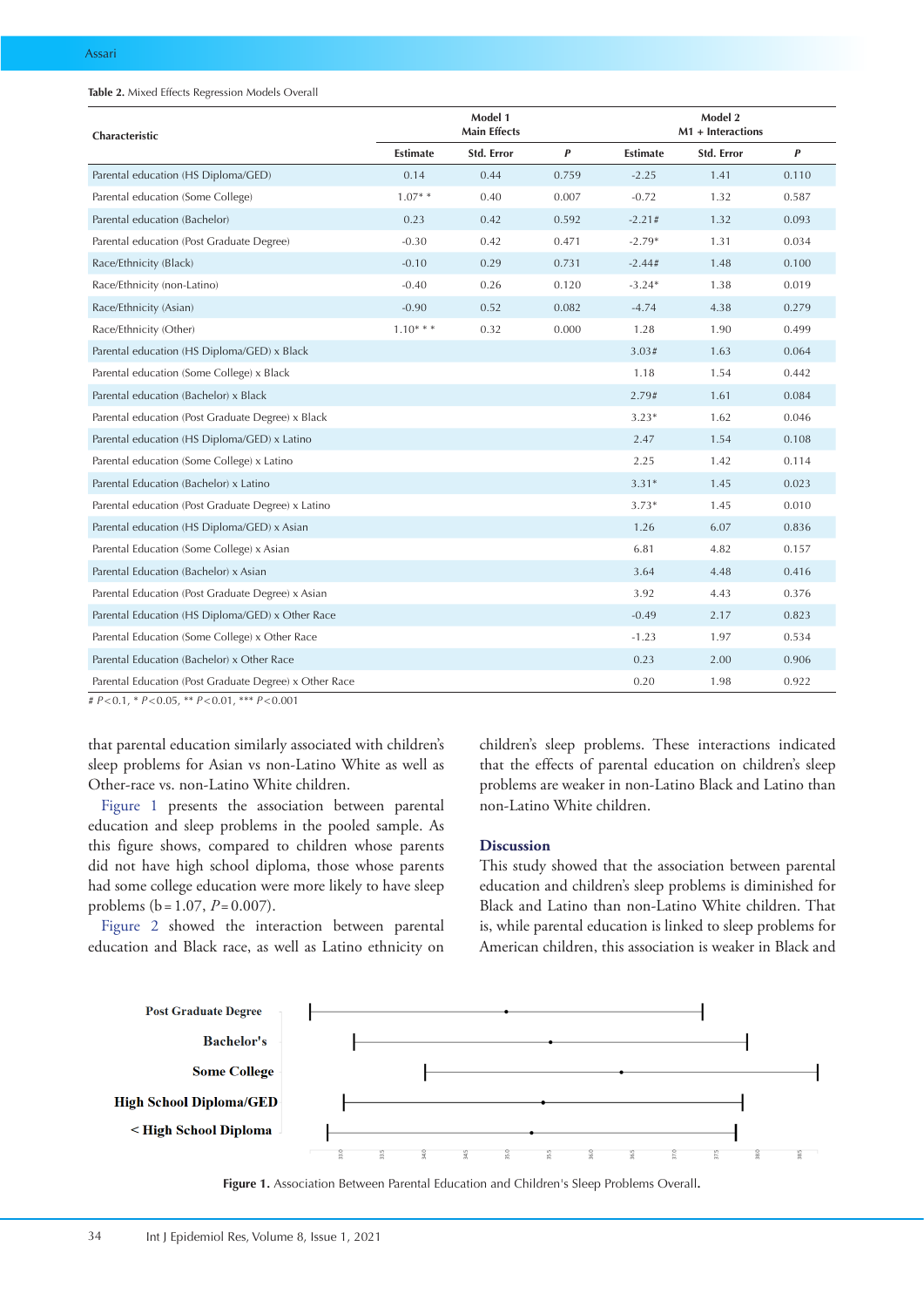**Table 2.** Mixed Effects Regression Models Overall

| Characteristic | Model 1 Main Effects | | | Model 2 M1 + Interactions | | |
|---|---|---|---|---|---|---|
| | Estimate | Std. Error | P | Estimate | Std. Error | P |
| Parental education (HS Diploma/GED) | 0.14 | 0.44 | 0.759 | -2.25 | 1.41 | 0.110 |
| Parental education (Some College) | 1.07** | 0.40 | 0.007 | -0.72 | 1.32 | 0.587 |
| Parental education (Bachelor) | 0.23 | 0.42 | 0.592 | -2.21# | 1.32 | 0.093 |
| Parental education (Post Graduate Degree) | -0.30 | 0.42 | 0.471 | -2.79* | 1.31 | 0.034 |
| Race/Ethnicity (Black) | -0.10 | 0.29 | 0.731 | -2.44# | 1.48 | 0.100 |
| Race/Ethnicity (non-Latino) | -0.40 | 0.26 | 0.120 | -3.24* | 1.38 | 0.019 |
| Race/Ethnicity (Asian) | -0.90 | 0.52 | 0.082 | -4.74 | 4.38 | 0.279 |
| Race/Ethnicity (Other) | 1.10*** | 0.32 | 0.000 | 1.28 | 1.90 | 0.499 |
| Parental education (HS Diploma/GED) x Black | | | | 3.03# | 1.63 | 0.064 |
| Parental education (Some College) x Black | | | | 1.18 | 1.54 | 0.442 |
| Parental education (Bachelor) x Black | | | | 2.79# | 1.61 | 0.084 |
| Parental education (Post Graduate Degree) x Black | | | | 3.23* | 1.62 | 0.046 |
| Parental education (HS Diploma/GED) x Latino | | | | 2.47 | 1.54 | 0.108 |
| Parental education (Some College) x Latino | | | | 2.25 | 1.42 | 0.114 |
| Parental Education (Bachelor) x Latino | | | | 3.31* | 1.45 | 0.023 |
| Parental education (Post Graduate Degree) x Latino | | | | 3.73* | 1.45 | 0.010 |
| Parental education (HS Diploma/GED) x Asian | | | | 1.26 | 6.07 | 0.836 |
| Parental Education (Some College) x Asian | | | | 6.81 | 4.82 | 0.157 |
| Parental Education (Bachelor) x Asian | | | | 3.64 | 4.48 | 0.416 |
| Parental Education (Post Graduate Degree) x Asian | | | | 3.92 | 4.43 | 0.376 |
| Parental Education (HS Diploma/GED) x Other Race | | | | -0.49 | 2.17 | 0.823 |
| Parental Education (Some College) x Other Race | | | | -1.23 | 1.97 | 0.534 |
| Parental Education (Bachelor) x Other Race | | | | 0.23 | 2.00 | 0.906 |
| Parental Education (Post Graduate Degree) x Other Race | | | | 0.20 | 1.98 | 0.922 |

# $P<0.1$, * $P<0.05$, ** $P<0.01$, *** $P<0.001$

that parental education similarly associated with children's sleep problems for Asian vs non-Latino White as well as Other-race vs. non-Latino White children.

Figure 1 presents the association between parental education and sleep problems in the pooled sample. As this figure shows, compared to children whose parents did not have high school diploma, those whose parents had some college education were more likely to have sleep problems ($b = 1.07$, $P = 0.007$).

Figure 2 showed the interaction between parental education and Black race, as well as Latino ethnicity on children's sleep problems. These interactions indicated that the effects of parental education on children's sleep problems are weaker in non-Latino Black and Latino than non-Latino White children.

## Discussion

This study showed that the association between parental education and children's sleep problems is diminished for Black and Latino than non-Latino White children. That is, while parental education is linked to sleep problems for American children, this association is weaker in Black and

**Figure 1.** Association Between Parental Education and Children's Sleep Problems Overall.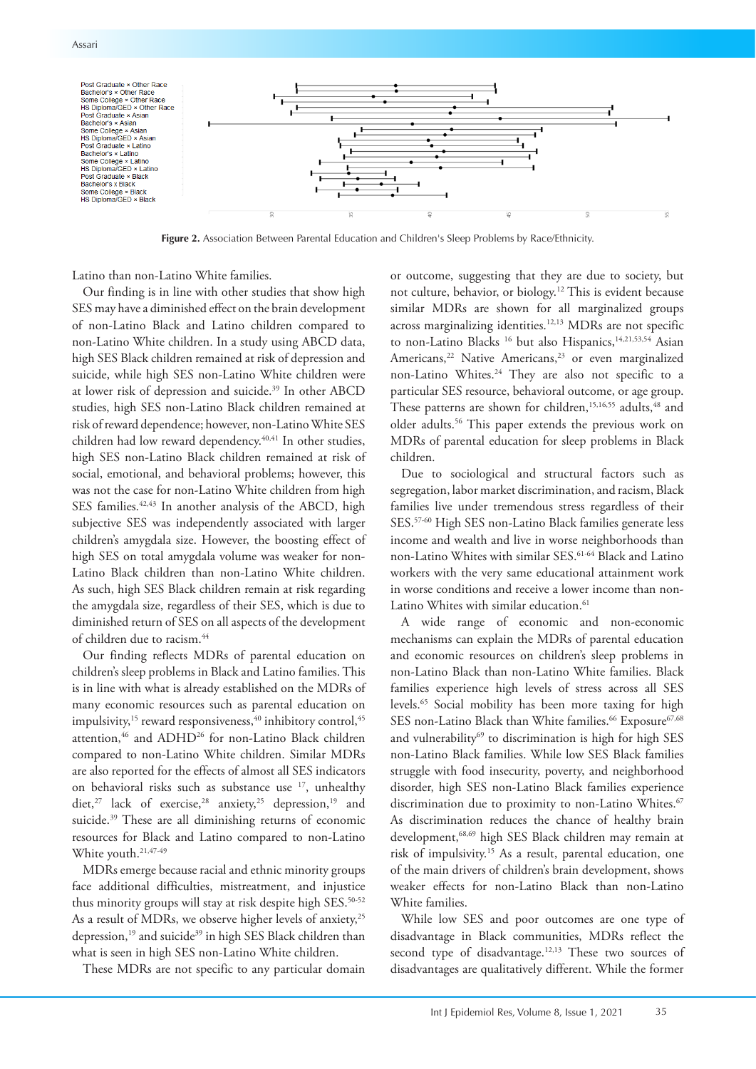Figure 2. Association Between Parental Education and Children's Sleep Problems by Race/Ethnicity.

Latino than non-Latino White families.

Our finding is in line with other studies that show high SES may have a diminished effect on the brain development of non-Latino Black and Latino children compared to non-Latino White children. In a study using ABCD data, high SES Black children remained at risk of depression and suicide, while high SES non-Latino White children were at lower risk of depression and suicide.[39] In other ABCD studies, high SES non-Latino Black children remained at risk of reward dependence; however, non-Latino White SES children had low reward dependency.[40,41] In other studies, high SES non-Latino Black children remained at risk of social, emotional, and behavioral problems; however, this was not the case for non-Latino White children from high SES families.[42,43] In another analysis of the ABCD, high subjective SES was independently associated with larger children's amygdala size. However, the boosting effect of high SES on total amygdala volume was weaker for non-Latino Black children than non-Latino White children. As such, high SES Black children remain at risk regarding the amygdala size, regardless of their SES, which is due to diminished return of SES on all aspects of the development of children due to racism.[44]

Our finding reflects MDRs of parental education on children's sleep problems in Black and Latino families. This is in line with what is already established on the MDRs of many economic resources such as parental education on impulsivity,[15] reward responsiveness,[40] inhibitory control,[45] attention,[46] and ADHD[26] for non-Latino Black children compared to non-Latino White children. Similar MDRs are also reported for the effects of almost all SES indicators on behavioral risks such as substance use [17], unhealthy diet,[27] lack of exercise,[28] anxiety,[25] depression,[19] and suicide.[39] These are all diminishing returns of economic resources for Black and Latino compared to non-Latino White youth.[21,47-49]

MDRs emerge because racial and ethnic minority groups face additional difficulties, mistreatment, and injustice thus minority groups will stay at risk despite high SES.[50-52] As a result of MDRs, we observe higher levels of anxiety,[25] depression,[19] and suicide[39] in high SES Black children than what is seen in high SES non-Latino White children.

These MDRs are not specific to any particular domain or outcome, suggesting that they are due to society, but not culture, behavior, or biology.[12] This is evident because similar MDRs are shown for all marginalized groups across marginalizing identities.[12,13] MDRs are not specific to non-Latino Blacks [16] but also Hispanics,[14,21,53,54] Asian Americans,[22] Native Americans,[23] or even marginalized non-Latino Whites.[24] They are also not specific to a particular SES resource, behavioral outcome, or age group. These patterns are shown for children,[15,16,55] adults,[48] and older adults.[56] This paper extends the previous work on MDRs of parental education for sleep problems in Black children.

Due to sociological and structural factors such as segregation, labor market discrimination, and racism, Black families live under tremendous stress regardless of their SES.[57-60] High SES non-Latino Black families generate less income and wealth and live in worse neighborhoods than non-Latino Whites with similar SES.[61-64] Black and Latino workers with the very same educational attainment work in worse conditions and receive a lower income than non-Latino Whites with similar education.[61]

A wide range of economic and non-economic mechanisms can explain the MDRs of parental education and economic resources on children's sleep problems in non-Latino Black than non-Latino White families. Black families experience high levels of stress across all SES levels.[65] Social mobility has been more taxing for high SES non-Latino Black than White families.[66] Exposure[67,68] and vulnerability[69] to discrimination is high for high SES non-Latino Black families. While low SES Black families struggle with food insecurity, poverty, and neighborhood disorder, high SES non-Latino Black families experience discrimination due to proximity to non-Latino Whites.[67] As discrimination reduces the chance of healthy brain development,[68,69] high SES Black children may remain at risk of impulsivity.[15] As a result, parental education, one of the main drivers of children's brain development, shows weaker effects for non-Latino Black than non-Latino White families.

While low SES and poor outcomes are one type of disadvantage in Black communities, MDRs reflect the second type of disadvantage.[12,13] These two sources of disadvantages are qualitatively different. While the former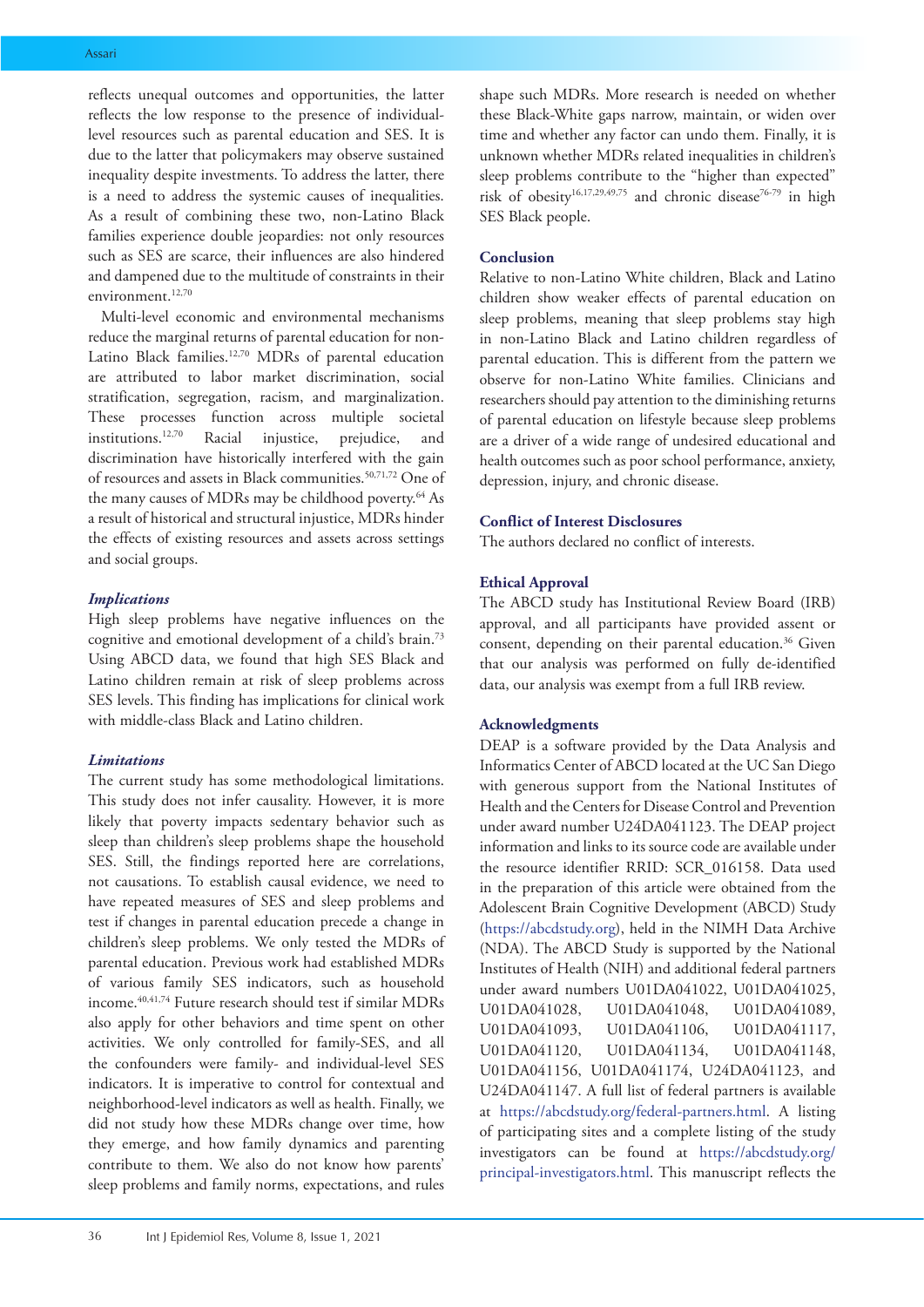reflects unequal outcomes and opportunities, the latter reflects the low response to the presence of individual-level resources such as parental education and SES. It is due to the latter that policymakers may observe sustained inequality despite investments. To address the latter, there is a need to address the systemic causes of inequalities. As a result of combining these two, non-Latino Black families experience double jeopardies: not only resources such as SES are scarce, their influences are also hindered and dampened due to the multitude of constraints in their environment.[12,70]

Multi-level economic and environmental mechanisms reduce the marginal returns of parental education for non-Latino Black families.[12,70] MDRs of parental education are attributed to labor market discrimination, social stratification, segregation, racism, and marginalization. These processes function across multiple societal institutions.[12,70] Racial injustice, prejudice, and discrimination have historically interfered with the gain of resources and assets in Black communities.[50,71,72] One of the many causes of MDRs may be childhood poverty.[64] As a result of historical and structural injustice, MDRs hinder the effects of existing resources and assets across settings and social groups.

### *Implications*

High sleep problems have negative influences on the cognitive and emotional development of a child's brain.[73] Using ABCD data, we found that high SES Black and Latino children remain at risk of sleep problems across SES levels. This finding has implications for clinical work with middle-class Black and Latino children.

### *Limitations*

The current study has some methodological limitations. This study does not infer causality. However, it is more likely that poverty impacts sedentary behavior such as sleep than children's sleep problems shape the household SES. Still, the findings reported here are correlations, not causations. To establish causal evidence, we need to have repeated measures of SES and sleep problems and test if changes in parental education precede a change in children's sleep problems. We only tested the MDRs of parental education. Previous work had established MDRs of various family SES indicators, such as household income.[40,41,74] Future research should test if similar MDRs also apply for other behaviors and time spent on other activities. We only controlled for family-SES, and all the confounders were family- and individual-level SES indicators. It is imperative to control for contextual and neighborhood-level indicators as well as health. Finally, we did not study how these MDRs change over time, how they emerge, and how family dynamics and parenting contribute to them. We also do not know how parents' sleep problems and family norms, expectations, and rules shape such MDRs. More research is needed on whether these Black-White gaps narrow, maintain, or widen over time and whether any factor can undo them. Finally, it is unknown whether MDRs related inequalities in children's sleep problems contribute to the "higher than expected" risk of obesity[16,17,29,49,75] and chronic disease[76-79] in high SES Black people.

## Conclusion

Relative to non-Latino White children, Black and Latino children show weaker effects of parental education on sleep problems, meaning that sleep problems stay high in non-Latino Black and Latino children regardless of parental education. This is different from the pattern we observe for non-Latino White families. Clinicians and researchers should pay attention to the diminishing returns of parental education on lifestyle because sleep problems are a driver of a wide range of undesired educational and health outcomes such as poor school performance, anxiety, depression, injury, and chronic disease.

## Conflict of Interest Disclosures

The authors declared no conflict of interests.

## Ethical Approval

The ABCD study has Institutional Review Board (IRB) approval, and all participants have provided assent or consent, depending on their parental education.[36] Given that our analysis was performed on fully de-identified data, our analysis was exempt from a full IRB review.

## Acknowledgments

DEAP is a software provided by the Data Analysis and Informatics Center of ABCD located at the UC San Diego with generous support from the National Institutes of Health and the Centers for Disease Control and Prevention under award number U24DA041123. The DEAP project information and links to its source code are available under the resource identifier RRID: SCR_016158. Data used in the preparation of this article were obtained from the Adolescent Brain Cognitive Development (ABCD) Study (https://abcdstudy.org), held in the NIMH Data Archive (NDA). The ABCD Study is supported by the National Institutes of Health (NIH) and additional federal partners under award numbers U01DA041022, U01DA041025, U01DA041028, U01DA041048, U01DA041089, U01DA041093, U01DA041106, U01DA041117, U01DA041120, U01DA041134, U01DA041148, U01DA041156, U01DA041174, U24DA041123, and U24DA041147. A full list of federal partners is available at https://abcdstudy.org/federal-partners.html. A listing of participating sites and a complete listing of the study investigators can be found at https://abcdstudy.org/principal-investigators.html. This manuscript reflects the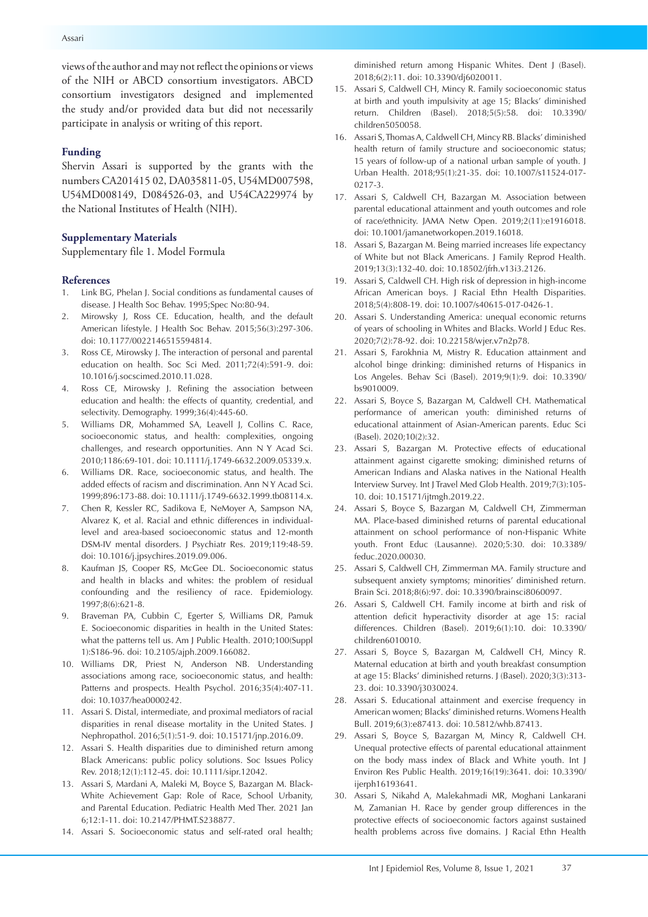views of the author and may not reflect the opinions or views of the NIH or ABCD consortium investigators. ABCD consortium investigators designed and implemented the study and/or provided data but did not necessarily participate in analysis or writing of this report.

## Funding

Shervin Assari is supported by the grants with the numbers CA201415 02, DA035811-05, U54MD007598, U54MD008149, D084526-03, and U54CA229974 by the National Institutes of Health (NIH).

## Supplementary Materials

Supplementary file 1. Model Formula

## References

1. Link BG, Phelan J. Social conditions as fundamental causes of disease. J Health Soc Behav. 1995;Spec No:80-94.
2. Mirowsky J, Ross CE. Education, health, and the default American lifestyle. J Health Soc Behav. 2015;56(3):297-306. doi: 10.1177/0022146515594814.
3. Ross CE, Mirowsky J. The interaction of personal and parental education on health. Soc Sci Med. 2011;72(4):591-9. doi: 10.1016/j.socscimed.2010.11.028.
4. Ross CE, Mirowsky J. Refining the association between education and health: the effects of quantity, credential, and selectivity. Demography. 1999;36(4):445-60.
5. Williams DR, Mohammed SA, Leavell J, Collins C. Race, socioeconomic status, and health: complexities, ongoing challenges, and research opportunities. Ann N Y Acad Sci. 2010;1186:69-101. doi: 10.1111/j.1749-6632.2009.05339.x.
6. Williams DR. Race, socioeconomic status, and health. The added effects of racism and discrimination. Ann N Y Acad Sci. 1999;896:173-88. doi: 10.1111/j.1749-6632.1999.tb08114.x.
7. Chen R, Kessler RC, Sadikova E, NeMoyer A, Sampson NA, Alvarez K, et al. Racial and ethnic differences in individual-level and area-based socioeconomic status and 12-month DSM-IV mental disorders. J Psychiatr Res. 2019;119:48-59. doi: 10.1016/j.jpsychires.2019.09.006.
8. Kaufman JS, Cooper RS, McGee DL. Socioeconomic status and health in blacks and whites: the problem of residual confounding and the resiliency of race. Epidemiology. 1997;8(6):621-8.
9. Braveman PA, Cubbin C, Egerter S, Williams DR, Pamuk E. Socioeconomic disparities in health in the United States: what the patterns tell us. Am J Public Health. 2010;100(Suppl 1):S186-96. doi: 10.2105/ajph.2009.166082.
10. Williams DR, Priest N, Anderson NB. Understanding associations among race, socioeconomic status, and health: Patterns and prospects. Health Psychol. 2016;35(4):407-11. doi: 10.1037/hea0000242.
11. Assari S. Distal, intermediate, and proximal mediators of racial disparities in renal disease mortality in the United States. J Nephropathol. 2016;5(1):51-9. doi: 10.15171/jnp.2016.09.
12. Assari S. Health disparities due to diminished return among Black Americans: public policy solutions. Soc Issues Policy Rev. 2018;12(1):112-45. doi: 10.1111/sipr.12042.
13. Assari S, Mardani A, Maleki M, Boyce S, Bazargan M. Black-White Achievement Gap: Role of Race, School Urbanity, and Parental Education. Pediatric Health Med Ther. 2021 Jan 6;12:1-11. doi: 10.2147/PHMT.S238877.
14. Assari S. Socioeconomic status and self-rated oral health; diminished return among Hispanic Whites. Dent J (Basel). 2018;6(2):11. doi: 10.3390/dj6020011.
15. Assari S, Caldwell CH, Mincy R. Family socioeconomic status at birth and youth impulsivity at age 15; Blacks' diminished return. Children (Basel). 2018;5(5):58. doi: 10.3390/children5050058.
16. Assari S, Thomas A, Caldwell CH, Mincy RB. Blacks' diminished health return of family structure and socioeconomic status; 15 years of follow-up of a national urban sample of youth. J Urban Health. 2018;95(1):21-35. doi: 10.1007/s11524-017-0217-3.
17. Assari S, Caldwell CH, Bazargan M. Association between parental educational attainment and youth outcomes and role of race/ethnicity. JAMA Netw Open. 2019;2(11):e1916018. doi: 10.1001/jamanetworkopen.2019.16018.
18. Assari S, Bazargan M. Being married increases life expectancy of White but not Black Americans. J Family Reprod Health. 2019;13(3):132-40. doi: 10.18502/jfrh.v13i3.2126.
19. Assari S, Caldwell CH. High risk of depression in high-income African American boys. J Racial Ethn Health Disparities. 2018;5(4):808-19. doi: 10.1007/s40615-017-0426-1.
20. Assari S. Understanding America: unequal economic returns of years of schooling in Whites and Blacks. World J Educ Res. 2020;7(2):78-92. doi: 10.22158/wjer.v7n2p78.
21. Assari S, Farokhnia M, Mistry R. Education attainment and alcohol binge drinking: diminished returns of Hispanics in Los Angeles. Behav Sci (Basel). 2019;9(1):9. doi: 10.3390/bs9010009.
22. Assari S, Boyce S, Bazargan M, Caldwell CH. Mathematical performance of american youth: diminished returns of educational attainment of Asian-American parents. Educ Sci (Basel). 2020;10(2):32.
23. Assari S, Bazargan M. Protective effects of educational attainment against cigarette smoking; diminished returns of American Indians and Alaska natives in the National Health Interview Survey. Int J Travel Med Glob Health. 2019;7(3):105-10. doi: 10.15171/ijtmgh.2019.22.
24. Assari S, Boyce S, Bazargan M, Caldwell CH, Zimmerman MA. Place-based diminished returns of parental educational attainment on school performance of non-Hispanic White youth. Front Educ (Lausanne). 2020;5:30. doi: 10.3389/feduc.2020.00030.
25. Assari S, Caldwell CH, Zimmerman MA. Family structure and subsequent anxiety symptoms; minorities' diminished return. Brain Sci. 2018;8(6):97. doi: 10.3390/brainsci8060097.
26. Assari S, Caldwell CH. Family income at birth and risk of attention deficit hyperactivity disorder at age 15: racial differences. Children (Basel). 2019;6(1):10. doi: 10.3390/children6010010.
27. Assari S, Boyce S, Bazargan M, Caldwell CH, Mincy R. Maternal education at birth and youth breakfast consumption at age 15: Blacks' diminished returns. J (Basel). 2020;3(3):313-23. doi: 10.3390/j3030024.
28. Assari S. Educational attainment and exercise frequency in American women; Blacks' diminished returns. Womens Health Bull. 2019;6(3):e87413. doi: 10.5812/whb.87413.
29. Assari S, Boyce S, Bazargan M, Mincy R, Caldwell CH. Unequal protective effects of parental educational attainment on the body mass index of Black and White youth. Int J Environ Res Public Health. 2019;16(19):3641. doi: 10.3390/ijerph16193641.
30. Assari S, Nikahd A, Malekahmadi MR, Moghani Lankarani M, Zamanian H. Race by gender group differences in the protective effects of socioeconomic factors against sustained health problems across five domains. J Racial Ethn Health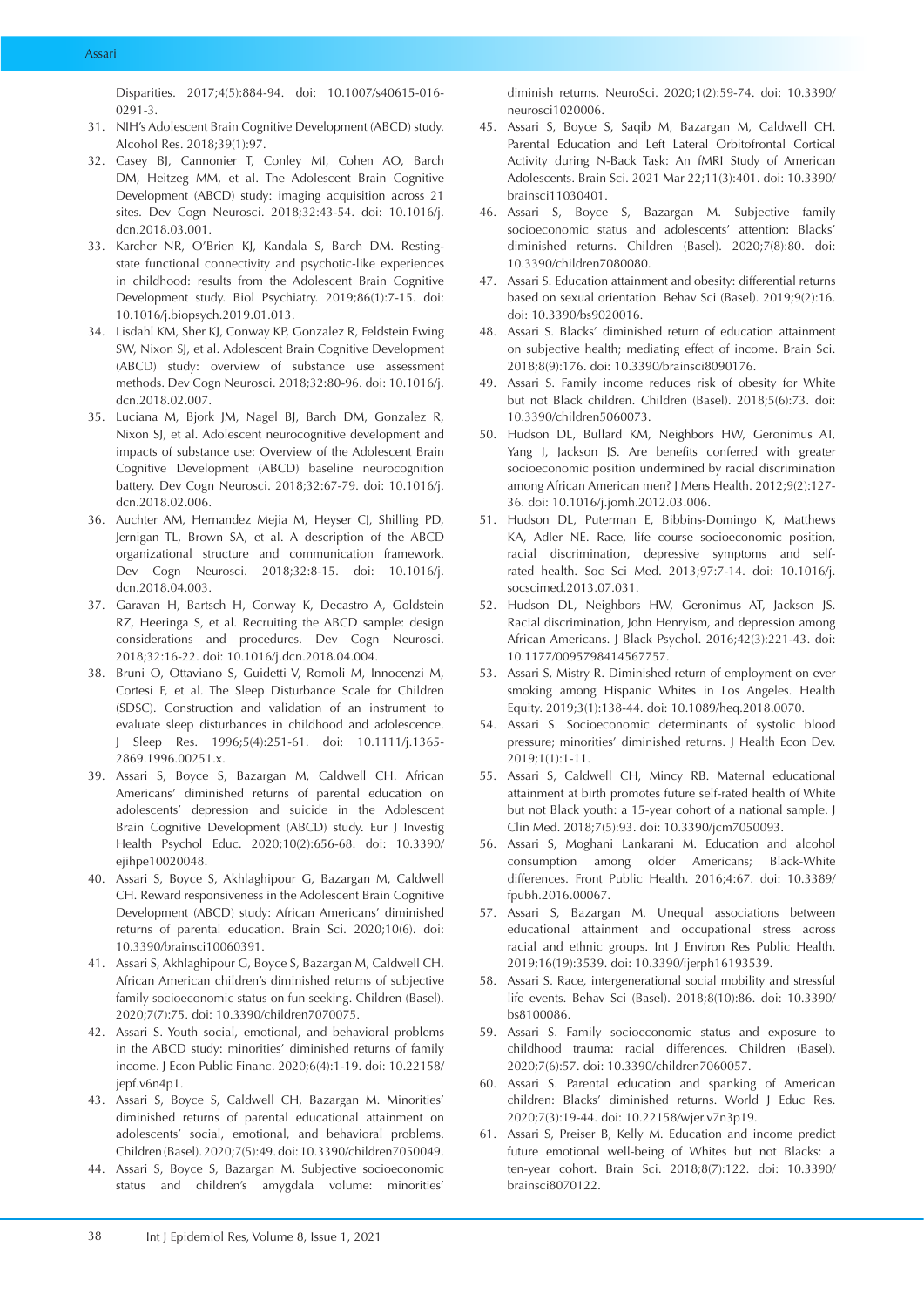Disparities. 2017;4(5):884-94. doi: 10.1007/s40615-016-0291-3.

31. NIH's Adolescent Brain Cognitive Development (ABCD) study. Alcohol Res. 2018;39(1):97.
32. Casey BJ, Cannonier T, Conley MI, Cohen AO, Barch DM, Heitzeg MM, et al. The Adolescent Brain Cognitive Development (ABCD) study: imaging acquisition across 21 sites. Dev Cogn Neurosci. 2018;32:43-54. doi: 10.1016/j.dcn.2018.03.001.
33. Karcher NR, O'Brien KJ, Kandala S, Barch DM. Resting-state functional connectivity and psychotic-like experiences in childhood: results from the Adolescent Brain Cognitive Development study. Biol Psychiatry. 2019;86(1):7-15. doi: 10.1016/j.biopsych.2019.01.013.
34. Lisdahl KM, Sher KJ, Conway KP, Gonzalez R, Feldstein Ewing SW, Nixon SJ, et al. Adolescent Brain Cognitive Development (ABCD) study: overview of substance use assessment methods. Dev Cogn Neurosci. 2018;32:80-96. doi: 10.1016/j.dcn.2018.02.007.
35. Luciana M, Bjork JM, Nagel BJ, Barch DM, Gonzalez R, Nixon SJ, et al. Adolescent neurocognitive development and impacts of substance use: Overview of the Adolescent Brain Cognitive Development (ABCD) baseline neurocognition battery. Dev Cogn Neurosci. 2018;32:67-79. doi: 10.1016/j.dcn.2018.02.006.
36. Auchter AM, Hernandez Mejia M, Heyser CJ, Shilling PD, Jernigan TL, Brown SA, et al. A description of the ABCD organizational structure and communication framework. Dev Cogn Neurosci. 2018;32:8-15. doi: 10.1016/j.dcn.2018.04.003.
37. Garavan H, Bartsch H, Conway K, Decastro A, Goldstein RZ, Heeringa S, et al. Recruiting the ABCD sample: design considerations and procedures. Dev Cogn Neurosci. 2018;32:16-22. doi: 10.1016/j.dcn.2018.04.004.
38. Bruni O, Ottaviano S, Guidetti V, Romoli M, Innocenzi M, Cortesi F, et al. The Sleep Disturbance Scale for Children (SDSC). Construction and validation of an instrument to evaluate sleep disturbances in childhood and adolescence. J Sleep Res. 1996;5(4):251-61. doi: 10.1111/j.1365-2869.1996.00251.x.
39. Assari S, Boyce S, Bazargan M, Caldwell CH. African Americans' diminished returns of parental education on adolescents' depression and suicide in the Adolescent Brain Cognitive Development (ABCD) study. Eur J Investig Health Psychol Educ. 2020;10(2):656-68. doi: 10.3390/ejihpe10020048.
40. Assari S, Boyce S, Akhlaghipour G, Bazargan M, Caldwell CH. Reward responsiveness in the Adolescent Brain Cognitive Development (ABCD) study: African Americans' diminished returns of parental education. Brain Sci. 2020;10(6). doi: 10.3390/brainsci10060391.
41. Assari S, Akhlaghipour G, Boyce S, Bazargan M, Caldwell CH. African American children's diminished returns of subjective family socioeconomic status on fun seeking. Children (Basel). 2020;7(7):75. doi: 10.3390/children7070075.
42. Assari S. Youth social, emotional, and behavioral problems in the ABCD study: minorities' diminished returns of family income. J Econ Public Financ. 2020;6(4):1-19. doi: 10.22158/jepf.v6n4p1.
43. Assari S, Boyce S, Caldwell CH, Bazargan M. Minorities' diminished returns of parental educational attainment on adolescents' social, emotional, and behavioral problems. Children (Basel). 2020;7(5):49. doi: 10.3390/children7050049.
44. Assari S, Boyce S, Bazargan M. Subjective socioeconomic status and children's amygdala volume: minorities' diminish returns. NeuroSci. 2020;1(2):59-74. doi: 10.3390/neurosci1020006.
45. Assari S, Boyce S, Saqib M, Bazargan M, Caldwell CH. Parental Education and Left Lateral Orbitofrontal Cortical Activity during N-Back Task: An fMRI Study of American Adolescents. Brain Sci. 2021 Mar 22;11(3):401. doi: 10.3390/brainsci11030401.
46. Assari S, Boyce S, Bazargan M. Subjective family socioeconomic status and adolescents' attention: Blacks' diminished returns. Children (Basel). 2020;7(8):80. doi: 10.3390/children7080080.
47. Assari S. Education attainment and obesity: differential returns based on sexual orientation. Behav Sci (Basel). 2019;9(2):16. doi: 10.3390/bs9020016.
48. Assari S. Blacks' diminished return of education attainment on subjective health; mediating effect of income. Brain Sci. 2018;8(9):176. doi: 10.3390/brainsci8090176.
49. Assari S. Family income reduces risk of obesity for White but not Black children. Children (Basel). 2018;5(6):73. doi: 10.3390/children5060073.
50. Hudson DL, Bullard KM, Neighbors HW, Geronimus AT, Yang J, Jackson JS. Are benefits conferred with greater socioeconomic position undermined by racial discrimination among African American men? J Mens Health. 2012;9(2):127-36. doi: 10.1016/j.jomh.2012.03.006.
51. Hudson DL, Puterman E, Bibbins-Domingo K, Matthews KA, Adler NE. Race, life course socioeconomic position, racial discrimination, depressive symptoms and self-rated health. Soc Sci Med. 2013;97:7-14. doi: 10.1016/j.socscimed.2013.07.031.
52. Hudson DL, Neighbors HW, Geronimus AT, Jackson JS. Racial discrimination, John Henryism, and depression among African Americans. J Black Psychol. 2016;42(3):221-43. doi: 10.1177/0095798414567757.
53. Assari S, Mistry R. Diminished return of employment on ever smoking among Hispanic Whites in Los Angeles. Health Equity. 2019;3(1):138-44. doi: 10.1089/heq.2018.0070.
54. Assari S. Socioeconomic determinants of systolic blood pressure; minorities' diminished returns. J Health Econ Dev. 2019;1(1):1-11.
55. Assari S, Caldwell CH, Mincy RB. Maternal educational attainment at birth promotes future self-rated health of White but not Black youth: a 15-year cohort of a national sample. J Clin Med. 2018;7(5):93. doi: 10.3390/jcm7050093.
56. Assari S, Moghani Lankarani M. Education and alcohol consumption among older Americans; Black-White differences. Front Public Health. 2016;4:67. doi: 10.3389/fpubh.2016.00067.
57. Assari S, Bazargan M. Unequal associations between educational attainment and occupational stress across racial and ethnic groups. Int J Environ Res Public Health. 2019;16(19):3539. doi: 10.3390/ijerph16193539.
58. Assari S. Race, intergenerational social mobility and stressful life events. Behav Sci (Basel). 2018;8(10):86. doi: 10.3390/bs8100086.
59. Assari S. Family socioeconomic status and exposure to childhood trauma: racial differences. Children (Basel). 2020;7(6):57. doi: 10.3390/children7060057.
60. Assari S. Parental education and spanking of American children: Blacks' diminished returns. World J Educ Res. 2020;7(3):19-44. doi: 10.22158/wjer.v7n3p19.
61. Assari S, Preiser B, Kelly M. Education and income predict future emotional well-being of Whites but not Blacks: a ten-year cohort. Brain Sci. 2018;8(7):122. doi: 10.3390/brainsci8070122.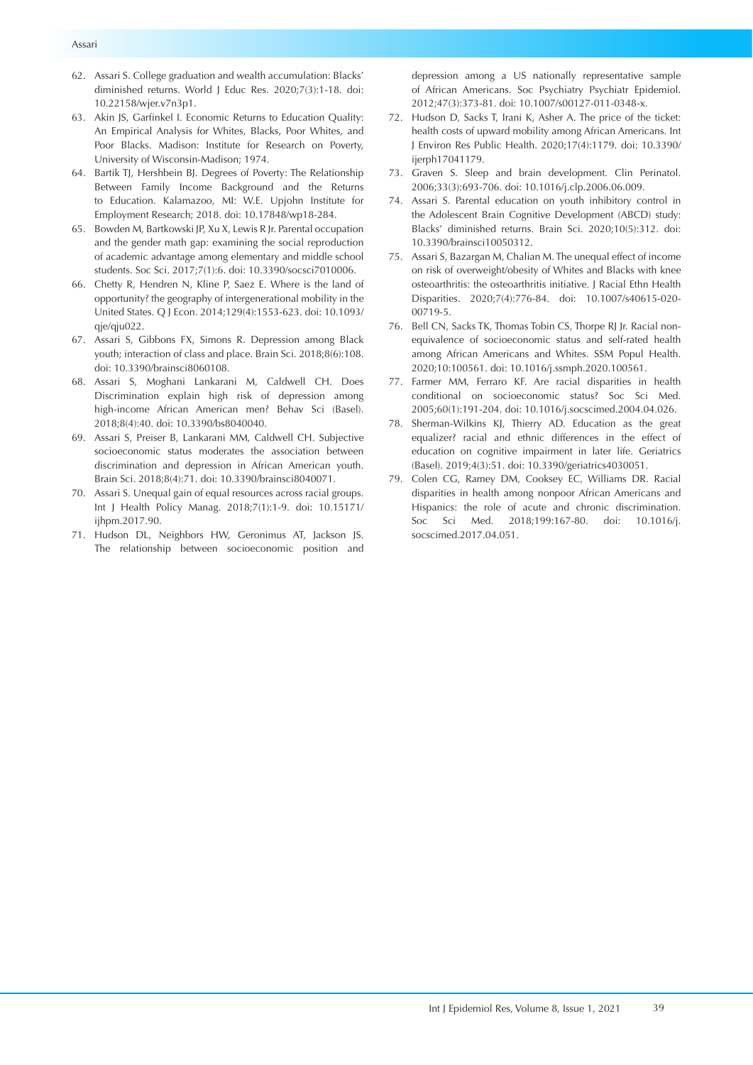62. Assari S. College graduation and wealth accumulation: Blacks' diminished returns. World J Educ Res. 2020;7(3):1-18. doi: 10.22158/wjer.v7n3p1.
63. Akin JS, Garfinkel I. Economic Returns to Education Quality: An Empirical Analysis for Whites, Blacks, Poor Whites, and Poor Blacks. Madison: Institute for Research on Poverty, University of Wisconsin-Madison; 1974.
64. Bartik TJ, Hershbein BJ. Degrees of Poverty: The Relationship Between Family Income Background and the Returns to Education. Kalamazoo, MI: W.E. Upjohn Institute for Employment Research; 2018. doi: 10.17848/wp18-284.
65. Bowden M, Bartkowski JP, Xu X, Lewis R Jr. Parental occupation and the gender math gap: examining the social reproduction of academic advantage among elementary and middle school students. Soc Sci. 2017;7(1):6. doi: 10.3390/socsci7010006.
66. Chetty R, Hendren N, Kline P, Saez E. Where is the land of opportunity? the geography of intergenerational mobility in the United States. Q J Econ. 2014;129(4):1553-623. doi: 10.1093/qje/qju022.
67. Assari S, Gibbons FX, Simons R. Depression among Black youth; interaction of class and place. Brain Sci. 2018;8(6):108. doi: 10.3390/brainsci8060108.
68. Assari S, Moghani Lankarani M, Caldwell CH. Does Discrimination explain high risk of depression among high-income African American men? Behav Sci (Basel). 2018;8(4):40. doi: 10.3390/bs8040040.
69. Assari S, Preiser B, Lankarani MM, Caldwell CH. Subjective socioeconomic status moderates the association between discrimination and depression in African American youth. Brain Sci. 2018;8(4):71. doi: 10.3390/brainsci8040071.
70. Assari S. Unequal gain of equal resources across racial groups. Int J Health Policy Manag. 2018;7(1):1-9. doi: 10.15171/ijhpm.2017.90.
71. Hudson DL, Neighbors HW, Geronimus AT, Jackson JS. The relationship between socioeconomic position and depression among a US nationally representative sample of African Americans. Soc Psychiatry Psychiatr Epidemiol. 2012;47(3):373-81. doi: 10.1007/s00127-011-0348-x.
72. Hudson D, Sacks T, Irani K, Asher A. The price of the ticket: health costs of upward mobility among African Americans. Int J Environ Res Public Health. 2020;17(4):1179. doi: 10.3390/ijerph17041179.
73. Graven S. Sleep and brain development. Clin Perinatol. 2006;33(3):693-706. doi: 10.1016/j.clp.2006.06.009.
74. Assari S. Parental education on youth inhibitory control in the Adolescent Brain Cognitive Development (ABCD) study: Blacks' diminished returns. Brain Sci. 2020;10(5):312. doi: 10.3390/brainsci10050312.
75. Assari S, Bazargan M, Chalian M. The unequal effect of income on risk of overweight/obesity of Whites and Blacks with knee osteoarthritis: the osteoarthritis initiative. J Racial Ethn Health Disparities. 2020;7(4):776-84. doi: 10.1007/s40615-020-00719-5.
76. Bell CN, Sacks TK, Thomas Tobin CS, Thorpe RJ Jr. Racial non-equivalence of socioeconomic status and self-rated health among African Americans and Whites. SSM Popul Health. 2020;10:100561. doi: 10.1016/j.ssmph.2020.100561.
77. Farmer MM, Ferraro KF. Are racial disparities in health conditional on socioeconomic status? Soc Sci Med. 2005;60(1):191-204. doi: 10.1016/j.socscimed.2004.04.026.
78. Sherman-Wilkins KJ, Thierry AD. Education as the great equalizer? racial and ethnic differences in the effect of education on cognitive impairment in later life. Geriatrics (Basel). 2019;4(3):51. doi: 10.3390/geriatrics4030051.
79. Colen CG, Ramey DM, Cooksey EC, Williams DR. Racial disparities in health among nonpoor African Americans and Hispanics: the role of acute and chronic discrimination. Soc Sci Med. 2018;199:167-80. doi: 10.1016/j.socscimed.2017.04.051.